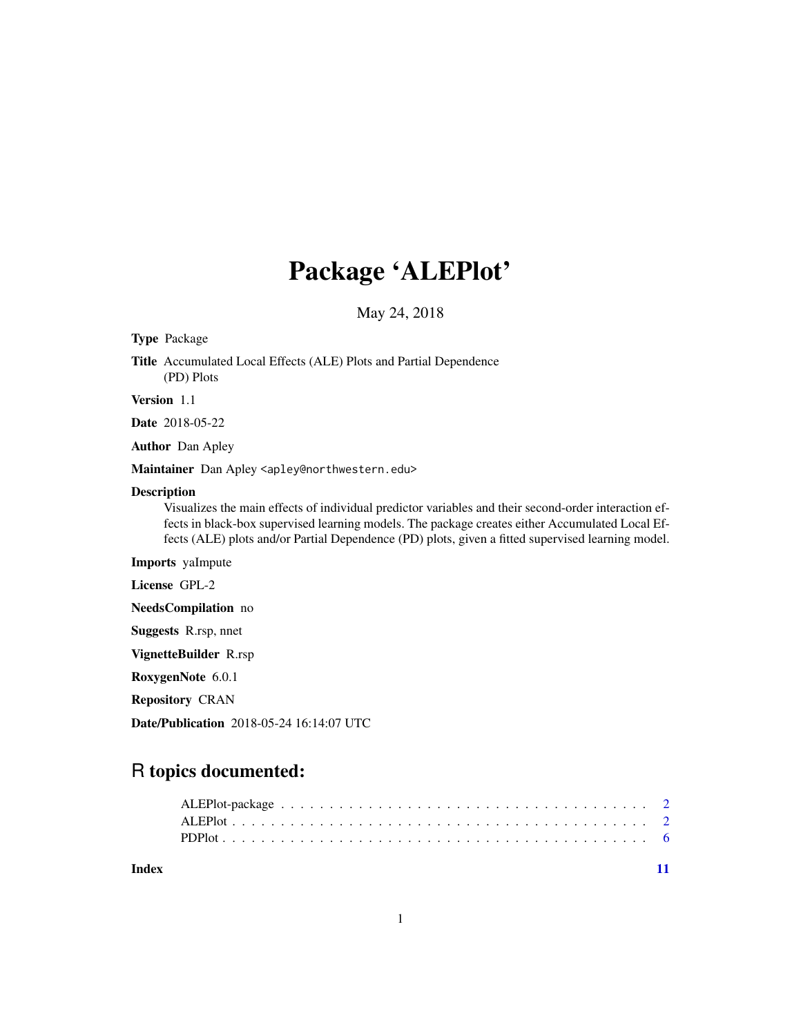# Package 'ALEPlot'

May 24, 2018

**Type** Package

**Title** Accumulated Local Effects (ALE) Plots and Partial Dependence (PD) Plots

**Version** 1.1

**Date** 2018-05-22

**Author** Dan Apley

**Maintainer** Dan Apley <apley@northwestern.edu>

**Description**
Visualizes the main effects of individual predictor variables and their second-order interaction effects in black-box supervised learning models. The package creates either Accumulated Local Effects (ALE) plots and/or Partial Dependence (PD) plots, given a fitted supervised learning model.

**Imports** yaImpute

**License** GPL-2

**NeedsCompilation** no

**Suggests** R.rsp, nnet

**VignetteBuilder** R.rsp

**RoxygenNote** 6.0.1

**Repository** CRAN

**Date/Publication** 2018-05-24 16:14:07 UTC

## R topics documented:

ALEPlot-package . . . . . . . . . . . . . . . . . . . . . . . . . . . . . . . . . . . . 2
ALEPlot . . . . . . . . . . . . . . . . . . . . . . . . . . . . . . . . . . . . . . . . 2
PDPlot . . . . . . . . . . . . . . . . . . . . . . . . . . . . . . . . . . . . . . . . . 6

**Index** 11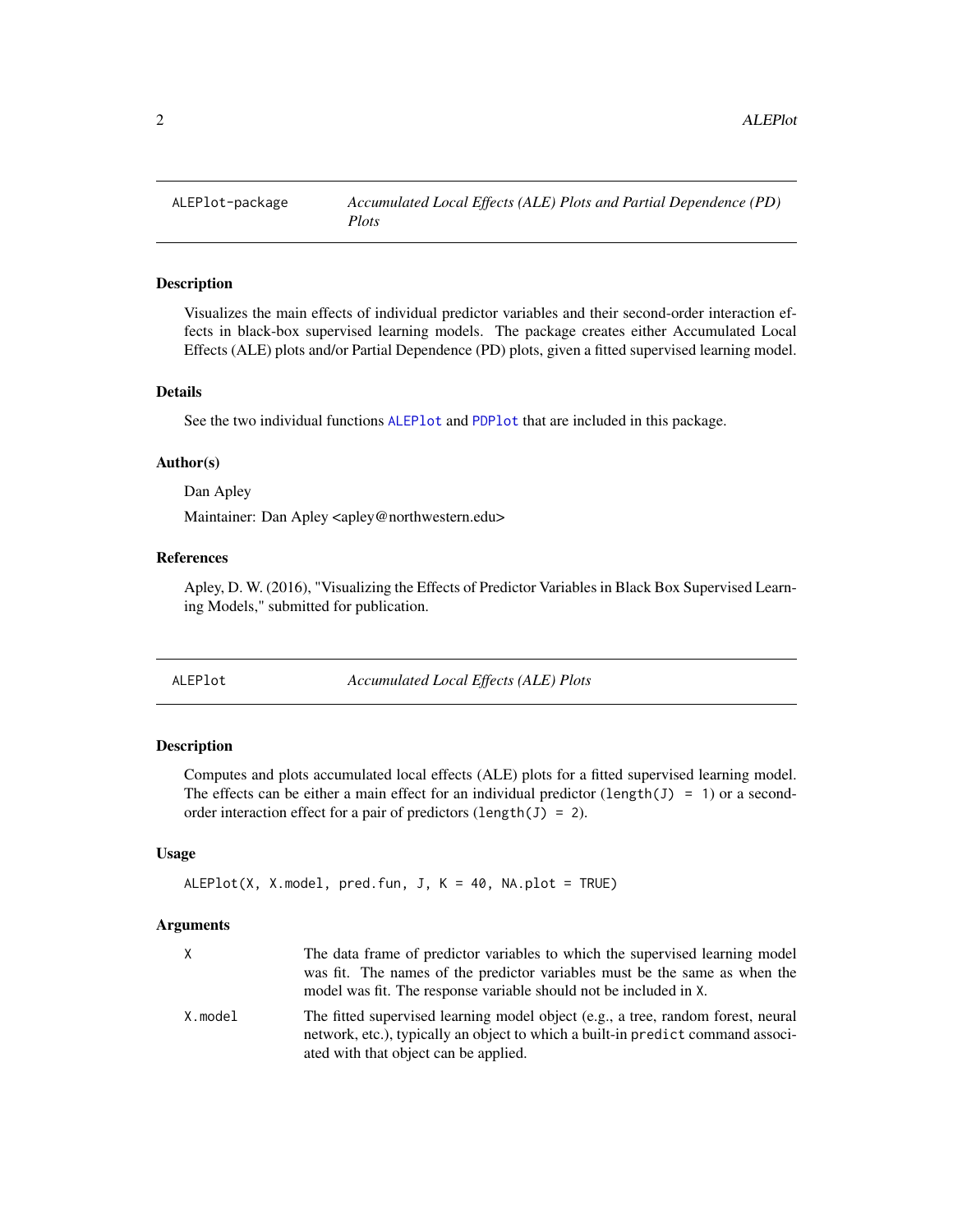## ALEPlot-package — *Accumulated Local Effects (ALE) Plots and Partial Dependence (PD) Plots*

### Description

Visualizes the main effects of individual predictor variables and their second-order interaction effects in black-box supervised learning models. The package creates either Accumulated Local Effects (ALE) plots and/or Partial Dependence (PD) plots, given a fitted supervised learning model.

### Details

See the two individual functions `ALEPlot` and `PDPlot` that are included in this package.

### Author(s)

Dan Apley

Maintainer: Dan Apley <apley@northwestern.edu>

### References

Apley, D. W. (2016), "Visualizing the Effects of Predictor Variables in Black Box Supervised Learning Models," submitted for publication.

## ALEPlot — *Accumulated Local Effects (ALE) Plots*

### Description

Computes and plots accumulated local effects (ALE) plots for a fitted supervised learning model. The effects can be either a main effect for an individual predictor (`length(J) = 1`) or a second-order interaction effect for a pair of predictors (`length(J) = 2`).

### Usage

```
ALEPlot(X, X.model, pred.fun, J, K = 40, NA.plot = TRUE)
```

### Arguments

| | |
|---|---|
| `X` | The data frame of predictor variables to which the supervised learning model was fit. The names of the predictor variables must be the same as when the model was fit. The response variable should not be included in `X`. |
| `X.model` | The fitted supervised learning model object (e.g., a tree, random forest, neural network, etc.), typically an object to which a built-in `predict` command associated with that object can be applied. |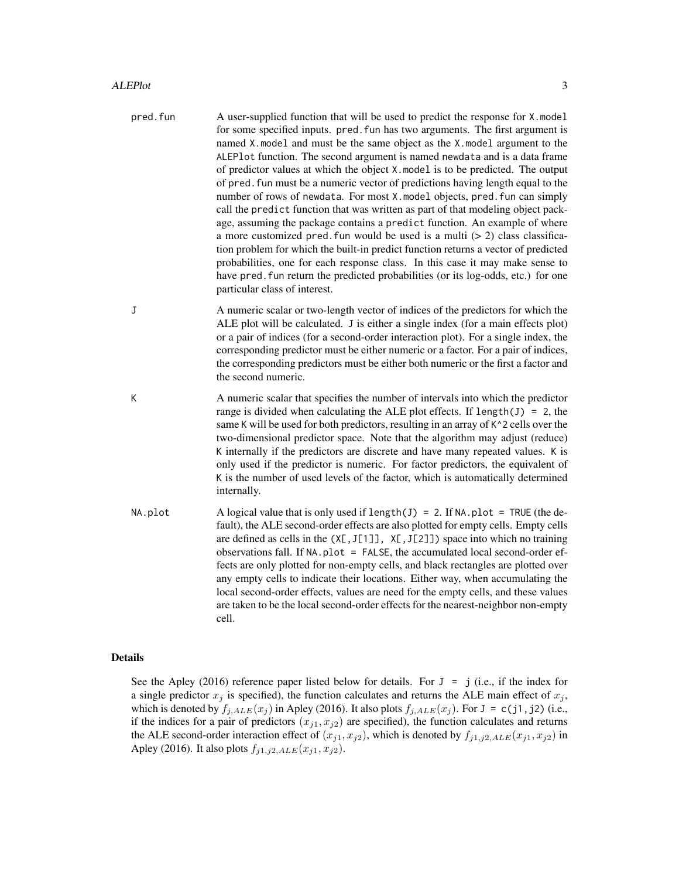pred.fun
: A user-supplied function that will be used to predict the response for `X.model` for some specified inputs. `pred.fun` has two arguments. The first argument is named `X.model` and must be the same object as the `X.model` argument to the `ALEPlot` function. The second argument is named `newdata` and is a data frame of predictor values at which the object `X.model` is to be predicted. The output of `pred.fun` must be a numeric vector of predictions having length equal to the number of rows of `newdata`. For most `X.model` objects, `pred.fun` can simply call the `predict` function that was written as part of that modeling object package, assuming the package contains a `predict` function. An example of where a more customized `pred.fun` would be used is a multi (> 2) class classification problem for which the built-in predict function returns a vector of predicted probabilities, one for each response class. In this case it may make sense to have `pred.fun` return the predicted probabilities (or its log-odds, etc.) for one particular class of interest.

J
: A numeric scalar or two-length vector of indices of the predictors for which the ALE plot will be calculated. `J` is either a single index (for a main effects plot) or a pair of indices (for a second-order interaction plot). For a single index, the corresponding predictor must be either numeric or a factor. For a pair of indices, the corresponding predictors must be either both numeric or the first a factor and the second numeric.

K
: A numeric scalar that specifies the number of intervals into which the predictor range is divided when calculating the ALE plot effects. If `length(J) = 2`, the same `K` will be used for both predictors, resulting in an array of `K^2` cells over the two-dimensional predictor space. Note that the algorithm may adjust (reduce) `K` internally if the predictors are discrete and have many repeated values. `K` is only used if the predictor is numeric. For factor predictors, the equivalent of `K` is the number of used levels of the factor, which is automatically determined internally.

NA.plot
: A logical value that is only used if `length(J) = 2`. If `NA.plot = TRUE` (the default), the ALE second-order effects are also plotted for empty cells. Empty cells are defined as cells in the `(X[,J[1]], X[,J[2]])` space into which no training observations fall. If `NA.plot = FALSE`, the accumulated local second-order effects are only plotted for non-empty cells, and black rectangles are plotted over any empty cells to indicate their locations. Either way, when accumulating the local second-order effects, values are need for the empty cells, and these values are taken to be the local second-order effects for the nearest-neighbor non-empty cell.

## Details

See the Apley (2016) reference paper listed below for details. For `J = j` (i.e., if the index for a single predictor $x_j$ is specified), the function calculates and returns the ALE main effect of $x_j$, which is denoted by $f_{j,ALE}(x_j)$ in Apley (2016). It also plots $f_{j,ALE}(x_j)$. For `J = c(j1,j2)` (i.e., if the indices for a pair of predictors $(x_{j1}, x_{j2})$ are specified), the function calculates and returns the ALE second-order interaction effect of $(x_{j1}, x_{j2})$, which is denoted by $f_{j1,j2,ALE}(x_{j1}, x_{j2})$ in Apley (2016). It also plots $f_{j1,j2,ALE}(x_{j1}, x_{j2})$.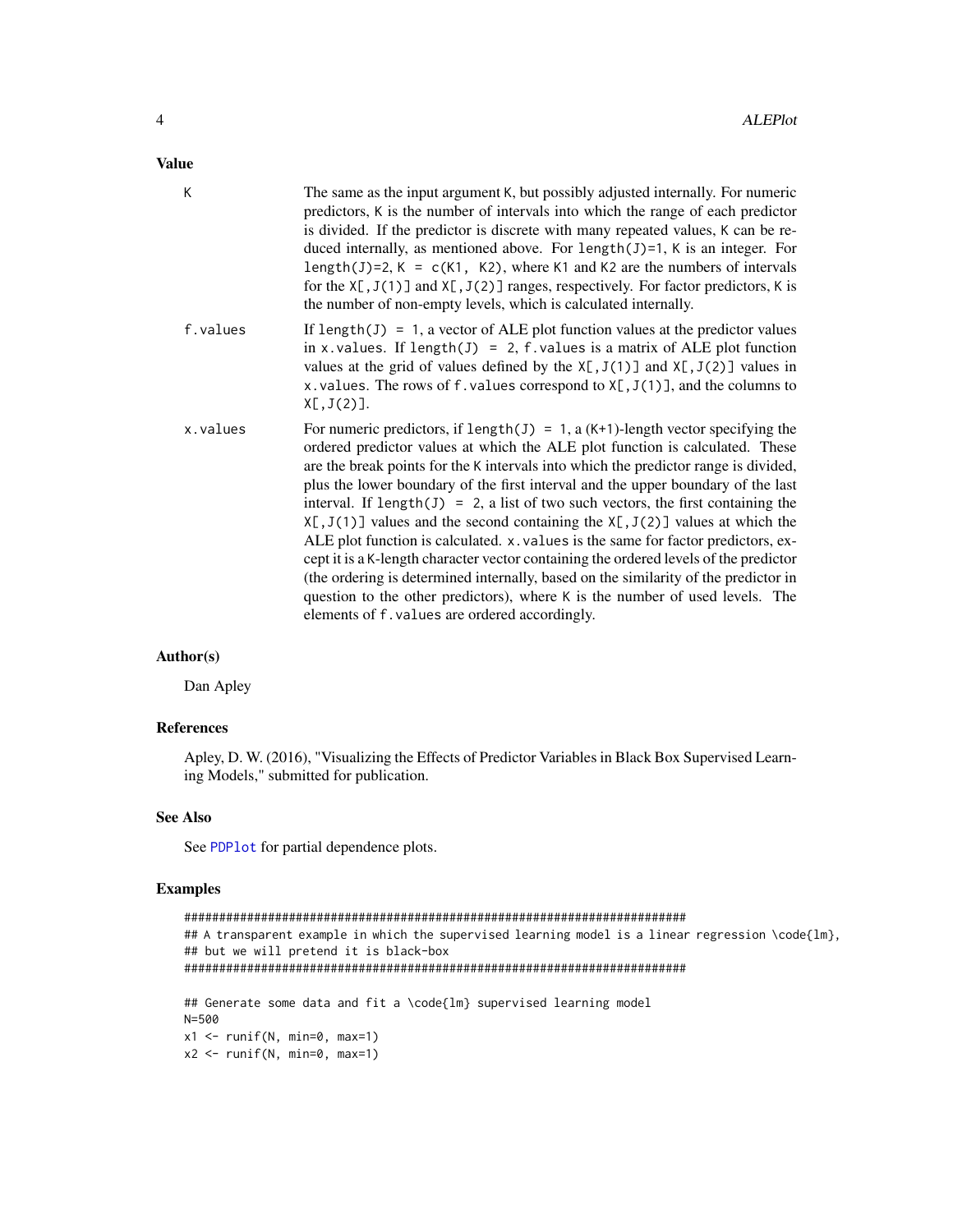## Value

**K**
The same as the input argument K, but possibly adjusted internally. For numeric predictors, K is the number of intervals into which the range of each predictor is divided. If the predictor is discrete with many repeated values, K can be reduced internally, as mentioned above. For length(J)=1, K is an integer. For length(J)=2, K = c(K1, K2), where K1 and K2 are the numbers of intervals for the X[,J(1)] and X[,J(2)] ranges, respectively. For factor predictors, K is the number of non-empty levels, which is calculated internally.

**f.values**
If length(J) = 1, a vector of ALE plot function values at the predictor values in x.values. If length(J) = 2, f.values is a matrix of ALE plot function values at the grid of values defined by the X[,J(1)] and X[,J(2)] values in x.values. The rows of f.values correspond to X[,J(1)], and the columns to X[,J(2)].

**x.values**
For numeric predictors, if length(J) = 1, a (K+1)-length vector specifying the ordered predictor values at which the ALE plot function is calculated. These are the break points for the K intervals into which the predictor range is divided, plus the lower boundary of the first interval and the upper boundary of the last interval. If length(J) = 2, a list of two such vectors, the first containing the X[,J(1)] values and the second containing the X[,J(2)] values at which the ALE plot function is calculated. x.values is the same for factor predictors, except it is a K-length character vector containing the ordered levels of the predictor (the ordering is determined internally, based on the similarity of the predictor in question to the other predictors), where K is the number of used levels. The elements of f.values are ordered accordingly.

## Author(s)

Dan Apley

## References

Apley, D. W. (2016), "Visualizing the Effects of Predictor Variables in Black Box Supervised Learning Models," submitted for publication.

## See Also

See PDPlot for partial dependence plots.

## Examples

```
##########################################################################
## A transparent example in which the supervised learning model is a linear regression \code{lm},
## but we will pretend it is black-box
##########################################################################

## Generate some data and fit a \code{lm} supervised learning model
N=500
x1 <- runif(N, min=0, max=1)
x2 <- runif(N, min=0, max=1)
```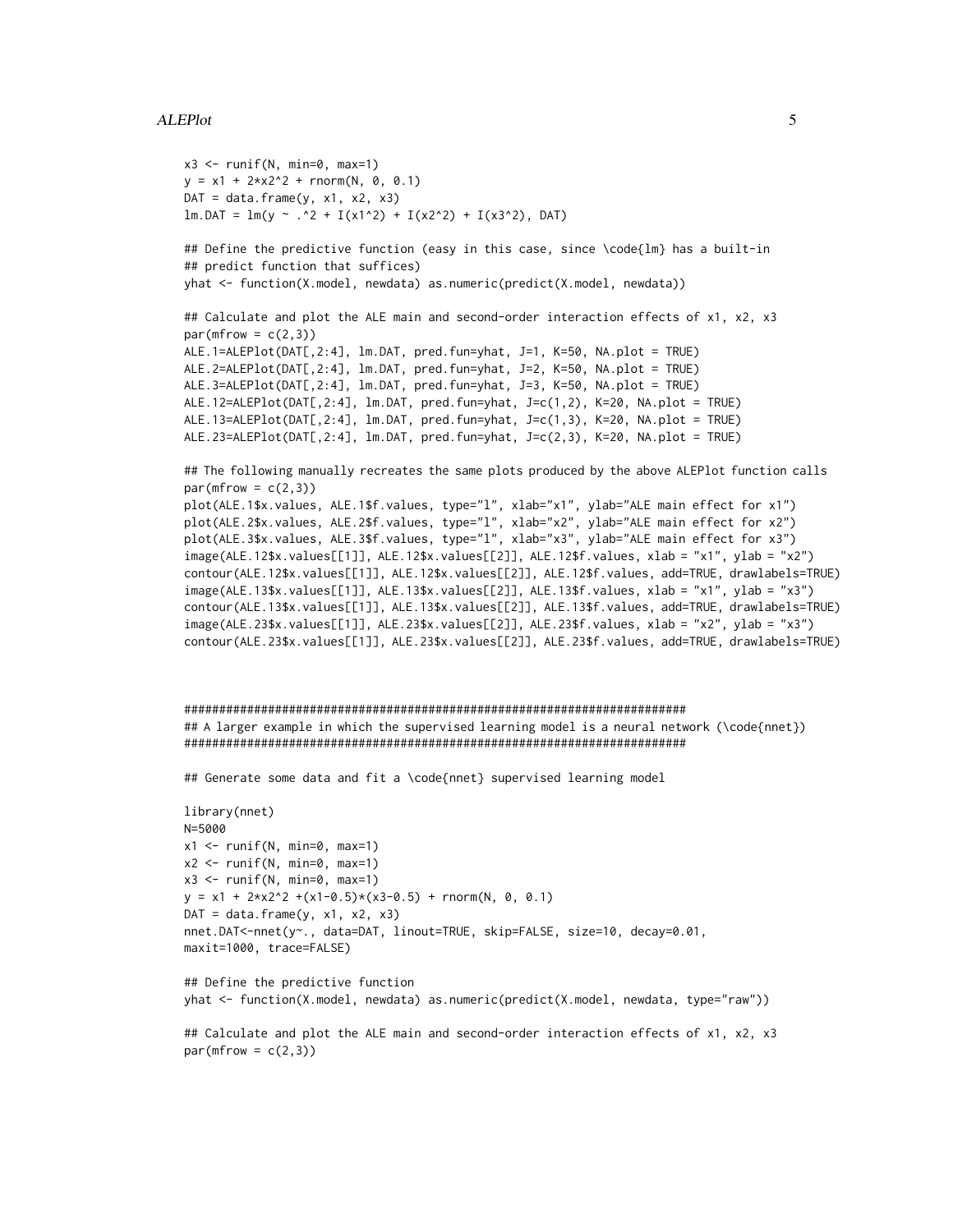```
x3 <- runif(N, min=0, max=1)
y = x1 + 2*x2^2 + rnorm(N, 0, 0.1)
DAT = data.frame(y, x1, x2, x3)
lm.DAT = lm(y ~ .^2 + I(x1^2) + I(x2^2) + I(x3^2), DAT)

## Define the predictive function (easy in this case, since \code{lm} has a built-in
## predict function that suffices)
yhat <- function(X.model, newdata) as.numeric(predict(X.model, newdata))

## Calculate and plot the ALE main and second-order interaction effects of x1, x2, x3
par(mfrow = c(2,3))
ALE.1=ALEPlot(DAT[,2:4], lm.DAT, pred.fun=yhat, J=1, K=50, NA.plot = TRUE)
ALE.2=ALEPlot(DAT[,2:4], lm.DAT, pred.fun=yhat, J=2, K=50, NA.plot = TRUE)
ALE.3=ALEPlot(DAT[,2:4], lm.DAT, pred.fun=yhat, J=3, K=50, NA.plot = TRUE)
ALE.12=ALEPlot(DAT[,2:4], lm.DAT, pred.fun=yhat, J=c(1,2), K=20, NA.plot = TRUE)
ALE.13=ALEPlot(DAT[,2:4], lm.DAT, pred.fun=yhat, J=c(1,3), K=20, NA.plot = TRUE)
ALE.23=ALEPlot(DAT[,2:4], lm.DAT, pred.fun=yhat, J=c(2,3), K=20, NA.plot = TRUE)

## The following manually recreates the same plots produced by the above ALEPlot function calls
par(mfrow = c(2,3))
plot(ALE.1$x.values, ALE.1$f.values, type="l", xlab="x1", ylab="ALE main effect for x1")
plot(ALE.2$x.values, ALE.2$f.values, type="l", xlab="x2", ylab="ALE main effect for x2")
plot(ALE.3$x.values, ALE.3$f.values, type="l", xlab="x3", ylab="ALE main effect for x3")
image(ALE.12$x.values[[1]], ALE.12$x.values[[2]], ALE.12$f.values, xlab = "x1", ylab = "x2")
contour(ALE.12$x.values[[1]], ALE.12$x.values[[2]], ALE.12$f.values, add=TRUE, drawlabels=TRUE)
image(ALE.13$x.values[[1]], ALE.13$x.values[[2]], ALE.13$f.values, xlab = "x1", ylab = "x3")
contour(ALE.13$x.values[[1]], ALE.13$x.values[[2]], ALE.13$f.values, add=TRUE, drawlabels=TRUE)
image(ALE.23$x.values[[1]], ALE.23$x.values[[2]], ALE.23$f.values, xlab = "x2", ylab = "x3")
contour(ALE.23$x.values[[1]], ALE.23$x.values[[2]], ALE.23$f.values, add=TRUE, drawlabels=TRUE)



########################################################################
## A larger example in which the supervised learning model is a neural network (\code{nnet})
########################################################################

## Generate some data and fit a \code{nnet} supervised learning model

library(nnet)
N=5000
x1 <- runif(N, min=0, max=1)
x2 <- runif(N, min=0, max=1)
x3 <- runif(N, min=0, max=1)
y = x1 + 2*x2^2 +(x1-0.5)*(x3-0.5) + rnorm(N, 0, 0.1)
DAT = data.frame(y, x1, x2, x3)
nnet.DAT<-nnet(y~., data=DAT, linout=TRUE, skip=FALSE, size=10, decay=0.01,
maxit=1000, trace=FALSE)

## Define the predictive function
yhat <- function(X.model, newdata) as.numeric(predict(X.model, newdata, type="raw"))

## Calculate and plot the ALE main and second-order interaction effects of x1, x2, x3
par(mfrow = c(2,3))
```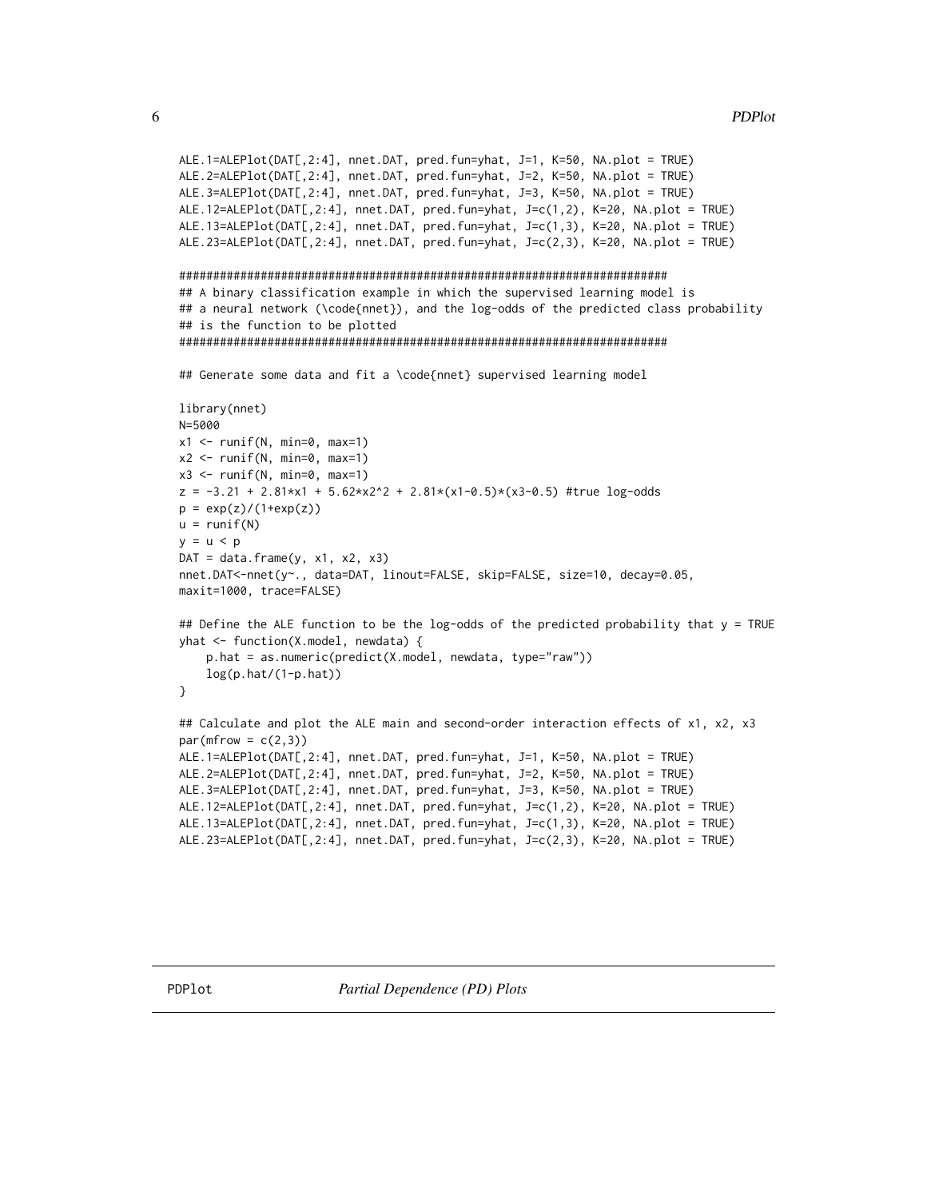```
ALE.1=ALEPlot(DAT[,2:4], nnet.DAT, pred.fun=yhat, J=1, K=50, NA.plot = TRUE)
ALE.2=ALEPlot(DAT[,2:4], nnet.DAT, pred.fun=yhat, J=2, K=50, NA.plot = TRUE)
ALE.3=ALEPlot(DAT[,2:4], nnet.DAT, pred.fun=yhat, J=3, K=50, NA.plot = TRUE)
ALE.12=ALEPlot(DAT[,2:4], nnet.DAT, pred.fun=yhat, J=c(1,2), K=20, NA.plot = TRUE)
ALE.13=ALEPlot(DAT[,2:4], nnet.DAT, pred.fun=yhat, J=c(1,3), K=20, NA.plot = TRUE)
ALE.23=ALEPlot(DAT[,2:4], nnet.DAT, pred.fun=yhat, J=c(2,3), K=20, NA.plot = TRUE)

########################################################################
## A binary classification example in which the supervised learning model is
## a neural network (\code{nnet}), and the log-odds of the predicted class probability
## is the function to be plotted
########################################################################

## Generate some data and fit a \code{nnet} supervised learning model

library(nnet)
N=5000
x1 <- runif(N, min=0, max=1)
x2 <- runif(N, min=0, max=1)
x3 <- runif(N, min=0, max=1)
z = -3.21 + 2.81*x1 + 5.62*x2^2 + 2.81*(x1-0.5)*(x3-0.5) #true log-odds
p = exp(z)/(1+exp(z))
u = runif(N)
y = u < p
DAT = data.frame(y, x1, x2, x3)
nnet.DAT<-nnet(y~., data=DAT, linout=FALSE, skip=FALSE, size=10, decay=0.05,
maxit=1000, trace=FALSE)

## Define the ALE function to be the log-odds of the predicted probability that y = TRUE
yhat <- function(X.model, newdata) {
    p.hat = as.numeric(predict(X.model, newdata, type="raw"))
    log(p.hat/(1-p.hat))
}

## Calculate and plot the ALE main and second-order interaction effects of x1, x2, x3
par(mfrow = c(2,3))
ALE.1=ALEPlot(DAT[,2:4], nnet.DAT, pred.fun=yhat, J=1, K=50, NA.plot = TRUE)
ALE.2=ALEPlot(DAT[,2:4], nnet.DAT, pred.fun=yhat, J=2, K=50, NA.plot = TRUE)
ALE.3=ALEPlot(DAT[,2:4], nnet.DAT, pred.fun=yhat, J=3, K=50, NA.plot = TRUE)
ALE.12=ALEPlot(DAT[,2:4], nnet.DAT, pred.fun=yhat, J=c(1,2), K=20, NA.plot = TRUE)
ALE.13=ALEPlot(DAT[,2:4], nnet.DAT, pred.fun=yhat, J=c(1,3), K=20, NA.plot = TRUE)
ALE.23=ALEPlot(DAT[,2:4], nnet.DAT, pred.fun=yhat, J=c(2,3), K=20, NA.plot = TRUE)
```

## PDPlot — *Partial Dependence (PD) Plots*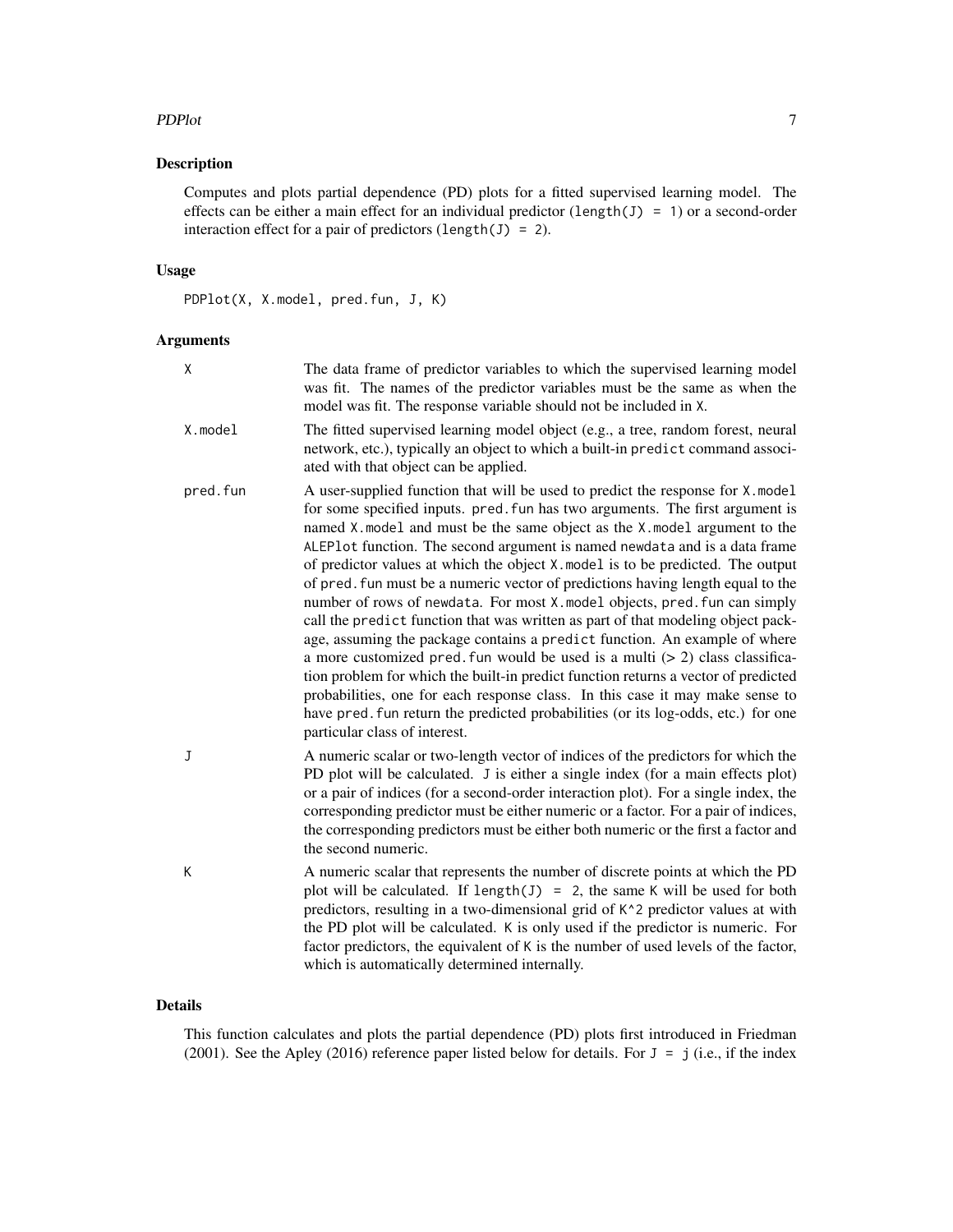### Description

Computes and plots partial dependence (PD) plots for a fitted supervised learning model. The effects can be either a main effect for an individual predictor (`length(J) = 1`) or a second-order interaction effect for a pair of predictors (`length(J) = 2`).

### Usage

```
PDPlot(X, X.model, pred.fun, J, K)
```

### Arguments

- `X` — The data frame of predictor variables to which the supervised learning model was fit. The names of the predictor variables must be the same as when the model was fit. The response variable should not be included in `X`.
- `X.model` — The fitted supervised learning model object (e.g., a tree, random forest, neural network, etc.), typically an object to which a built-in `predict` command associated with that object can be applied.
- `pred.fun` — A user-supplied function that will be used to predict the response for `X.model` for some specified inputs. `pred.fun` has two arguments. The first argument is named `X.model` and must be the same object as the `X.model` argument to the `ALEPlot` function. The second argument is named `newdata` and is a data frame of predictor values at which the object `X.model` is to be predicted. The output of `pred.fun` must be a numeric vector of predictions having length equal to the number of rows of `newdata`. For most `X.model` objects, `pred.fun` can simply call the `predict` function that was written as part of that modeling object package, assuming the package contains a `predict` function. An example of where a more customized `pred.fun` would be used is a multi (> 2) class classification problem for which the built-in predict function returns a vector of predicted probabilities, one for each response class. In this case it may make sense to have `pred.fun` return the predicted probabilities (or its log-odds, etc.) for one particular class of interest.
- `J` — A numeric scalar or two-length vector of indices of the predictors for which the PD plot will be calculated. `J` is either a single index (for a main effects plot) or a pair of indices (for a second-order interaction plot). For a single index, the corresponding predictor must be either numeric or a factor. For a pair of indices, the corresponding predictors must be either both numeric or the first a factor and the second numeric.
- `K` — A numeric scalar that represents the number of discrete points at which the PD plot will be calculated. If `length(J) = 2`, the same `K` will be used for both predictors, resulting in a two-dimensional grid of `K^2` predictor values at with the PD plot will be calculated. `K` is only used if the predictor is numeric. For factor predictors, the equivalent of `K` is the number of used levels of the factor, which is automatically determined internally.

### Details

This function calculates and plots the partial dependence (PD) plots first introduced in Friedman (2001). See the Apley (2016) reference paper listed below for details. For `J = j` (i.e., if the index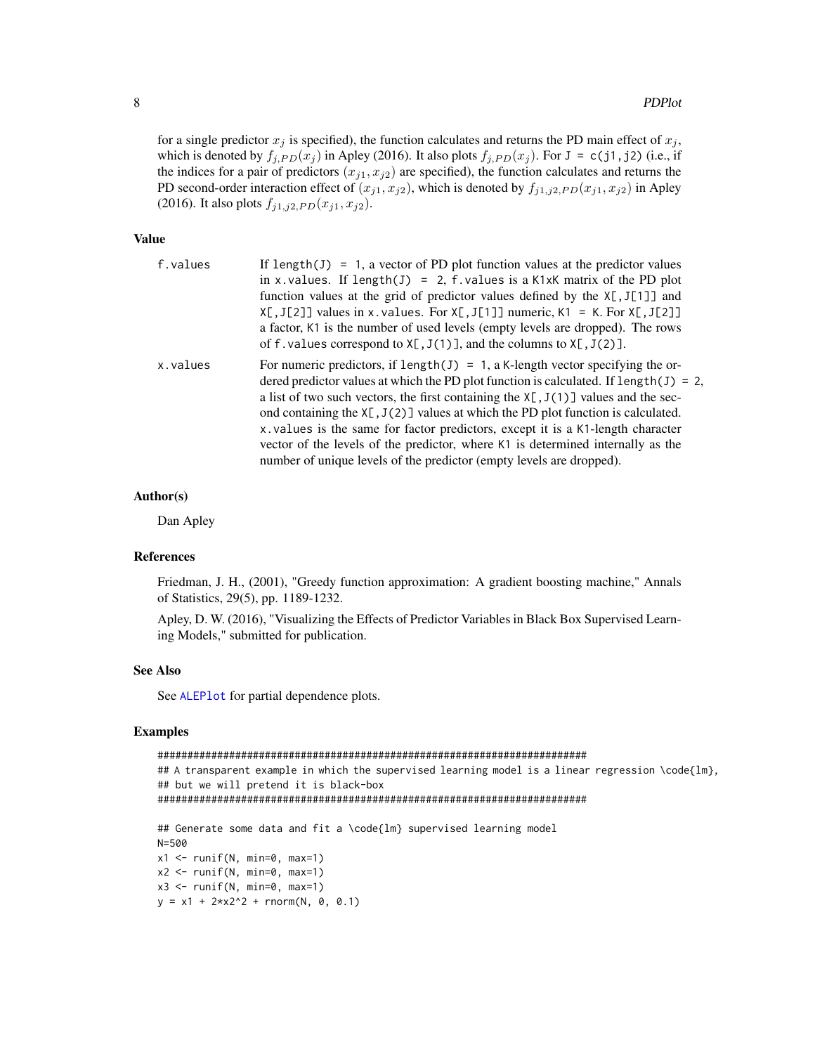for a single predictor $x_j$ is specified), the function calculates and returns the PD main effect of $x_j$, which is denoted by $f_{j,PD}(x_j)$ in Apley (2016). It also plots $f_{j,PD}(x_j)$. For `J = c(j1,j2)` (i.e., if the indices for a pair of predictors $(x_{j1}, x_{j2})$ are specified), the function calculates and returns the PD second-order interaction effect of $(x_{j1}, x_{j2})$, which is denoted by $f_{j1,j2,PD}(x_{j1}, x_{j2})$ in Apley (2016). It also plots $f_{j1,j2,PD}(x_{j1}, x_{j2})$.

## Value

`f.values` If `length(J) = 1`, a vector of PD plot function values at the predictor values in `x.values`. If `length(J) = 2`, `f.values` is a `K1xK` matrix of the PD plot function values at the grid of predictor values defined by the `X[,J[1]]` and `X[,J[2]]` values in `x.values`. For `X[,J[1]]` numeric, `K1 = K`. For `X[,J[2]]` a factor, `K1` is the number of used levels (empty levels are dropped). The rows of `f.values` correspond to `X[,J(1)]`, and the columns to `X[,J(2)]`.

`x.values` For numeric predictors, if `length(J) = 1`, a `K`-length vector specifying the ordered predictor values at which the PD plot function is calculated. If `length(J) = 2`, a list of two such vectors, the first containing the `X[,J(1)]` values and the second containing the `X[,J(2)]` values at which the PD plot function is calculated. `x.values` is the same for factor predictors, except it is a `K1`-length character vector of the levels of the predictor, where `K1` is determined internally as the number of unique levels of the predictor (empty levels are dropped).

## Author(s)

Dan Apley

## References

Friedman, J. H., (2001), "Greedy function approximation: A gradient boosting machine," Annals of Statistics, 29(5), pp. 1189-1232.

Apley, D. W. (2016), "Visualizing the Effects of Predictor Variables in Black Box Supervised Learning Models," submitted for publication.

## See Also

See `ALEPlot` for partial dependence plots.

## Examples

```
########################################################################
## A transparent example in which the supervised learning model is a linear regression \code{lm},
## but we will pretend it is black-box
########################################################################

## Generate some data and fit a \code{lm} supervised learning model
N=500
x1 <- runif(N, min=0, max=1)
x2 <- runif(N, min=0, max=1)
x3 <- runif(N, min=0, max=1)
y = x1 + 2*x2^2 + rnorm(N, 0, 0.1)
```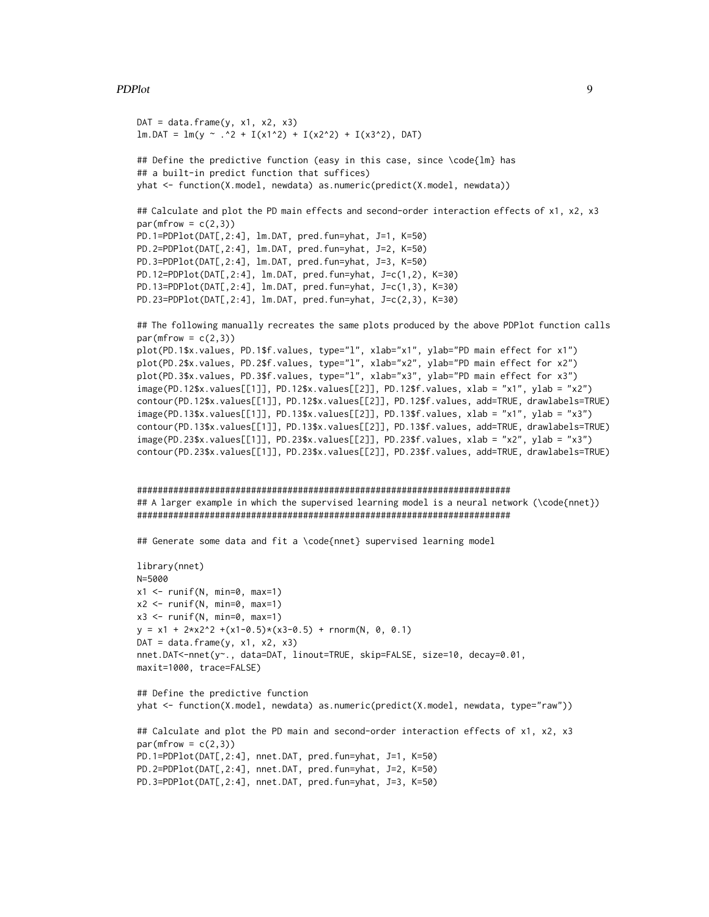```
DAT = data.frame(y, x1, x2, x3)
lm.DAT = lm(y ~ .^2 + I(x1^2) + I(x2^2) + I(x3^2), DAT)

## Define the predictive function (easy in this case, since \code{lm} has
## a built-in predict function that suffices)
yhat <- function(X.model, newdata) as.numeric(predict(X.model, newdata))

## Calculate and plot the PD main effects and second-order interaction effects of x1, x2, x3
par(mfrow = c(2,3))
PD.1=PDPlot(DAT[,2:4], lm.DAT, pred.fun=yhat, J=1, K=50)
PD.2=PDPlot(DAT[,2:4], lm.DAT, pred.fun=yhat, J=2, K=50)
PD.3=PDPlot(DAT[,2:4], lm.DAT, pred.fun=yhat, J=3, K=50)
PD.12=PDPlot(DAT[,2:4], lm.DAT, pred.fun=yhat, J=c(1,2), K=30)
PD.13=PDPlot(DAT[,2:4], lm.DAT, pred.fun=yhat, J=c(1,3), K=30)
PD.23=PDPlot(DAT[,2:4], lm.DAT, pred.fun=yhat, J=c(2,3), K=30)

## The following manually recreates the same plots produced by the above PDPlot function calls
par(mfrow = c(2,3))
plot(PD.1$x.values, PD.1$f.values, type="l", xlab="x1", ylab="PD main effect for x1")
plot(PD.2$x.values, PD.2$f.values, type="l", xlab="x2", ylab="PD main effect for x2")
plot(PD.3$x.values, PD.3$f.values, type="l", xlab="x3", ylab="PD main effect for x3")
image(PD.12$x.values[[1]], PD.12$x.values[[2]], PD.12$f.values, xlab = "x1", ylab = "x2")
contour(PD.12$x.values[[1]], PD.12$x.values[[2]], PD.12$f.values, add=TRUE, drawlabels=TRUE)
image(PD.13$x.values[[1]], PD.13$x.values[[2]], PD.13$f.values, xlab = "x1", ylab = "x3")
contour(PD.13$x.values[[1]], PD.13$x.values[[2]], PD.13$f.values, add=TRUE, drawlabels=TRUE)
image(PD.23$x.values[[1]], PD.23$x.values[[2]], PD.23$f.values, xlab = "x2", ylab = "x3")
contour(PD.23$x.values[[1]], PD.23$x.values[[2]], PD.23$f.values, add=TRUE, drawlabels=TRUE)


########################################################################
## A larger example in which the supervised learning model is a neural network (\code{nnet})
########################################################################

## Generate some data and fit a \code{nnet} supervised learning model

library(nnet)
N=5000
x1 <- runif(N, min=0, max=1)
x2 <- runif(N, min=0, max=1)
x3 <- runif(N, min=0, max=1)
y = x1 + 2*x2^2 +(x1-0.5)*(x3-0.5) + rnorm(N, 0, 0.1)
DAT = data.frame(y, x1, x2, x3)
nnet.DAT<-nnet(y~., data=DAT, linout=TRUE, skip=FALSE, size=10, decay=0.01,
maxit=1000, trace=FALSE)

## Define the predictive function
yhat <- function(X.model, newdata) as.numeric(predict(X.model, newdata, type="raw"))

## Calculate and plot the PD main and second-order interaction effects of x1, x2, x3
par(mfrow = c(2,3))
PD.1=PDPlot(DAT[,2:4], nnet.DAT, pred.fun=yhat, J=1, K=50)
PD.2=PDPlot(DAT[,2:4], nnet.DAT, pred.fun=yhat, J=2, K=50)
PD.3=PDPlot(DAT[,2:4], nnet.DAT, pred.fun=yhat, J=3, K=50)
```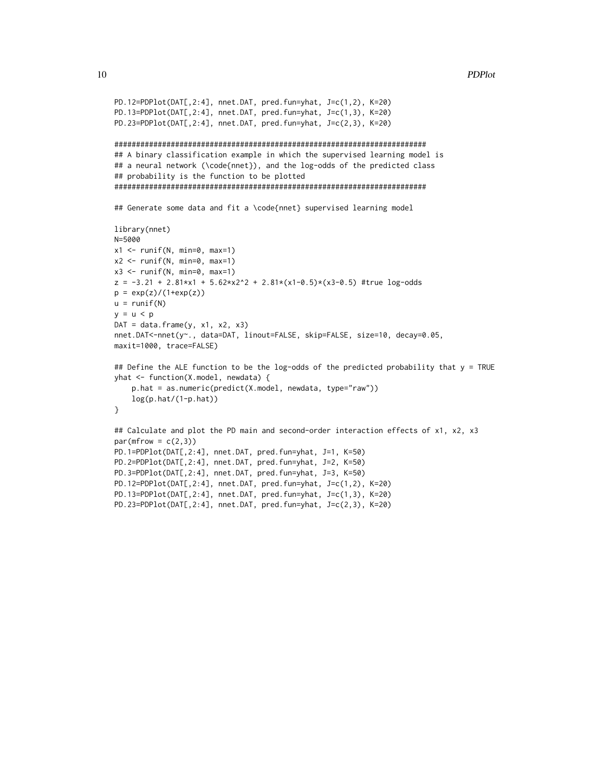```
PD.12=PDPlot(DAT[,2:4], nnet.DAT, pred.fun=yhat, J=c(1,2), K=20)
PD.13=PDPlot(DAT[,2:4], nnet.DAT, pred.fun=yhat, J=c(1,3), K=20)
PD.23=PDPlot(DAT[,2:4], nnet.DAT, pred.fun=yhat, J=c(2,3), K=20)

########################################################################
## A binary classification example in which the supervised learning model is
## a neural network (\code{nnet}), and the log-odds of the predicted class
## probability is the function to be plotted
########################################################################

## Generate some data and fit a \code{nnet} supervised learning model

library(nnet)
N=5000
x1 <- runif(N, min=0, max=1)
x2 <- runif(N, min=0, max=1)
x3 <- runif(N, min=0, max=1)
z = -3.21 + 2.81*x1 + 5.62*x2^2 + 2.81*(x1-0.5)*(x3-0.5) #true log-odds
p = exp(z)/(1+exp(z))
u = runif(N)
y = u < p
DAT = data.frame(y, x1, x2, x3)
nnet.DAT<-nnet(y~., data=DAT, linout=FALSE, skip=FALSE, size=10, decay=0.05,
maxit=1000, trace=FALSE)

## Define the ALE function to be the log-odds of the predicted probability that y = TRUE
yhat <- function(X.model, newdata) {
    p.hat = as.numeric(predict(X.model, newdata, type="raw"))
    log(p.hat/(1-p.hat))
}

## Calculate and plot the PD main and second-order interaction effects of x1, x2, x3
par(mfrow = c(2,3))
PD.1=PDPlot(DAT[,2:4], nnet.DAT, pred.fun=yhat, J=1, K=50)
PD.2=PDPlot(DAT[,2:4], nnet.DAT, pred.fun=yhat, J=2, K=50)
PD.3=PDPlot(DAT[,2:4], nnet.DAT, pred.fun=yhat, J=3, K=50)
PD.12=PDPlot(DAT[,2:4], nnet.DAT, pred.fun=yhat, J=c(1,2), K=20)
PD.13=PDPlot(DAT[,2:4], nnet.DAT, pred.fun=yhat, J=c(1,3), K=20)
PD.23=PDPlot(DAT[,2:4], nnet.DAT, pred.fun=yhat, J=c(2,3), K=20)
```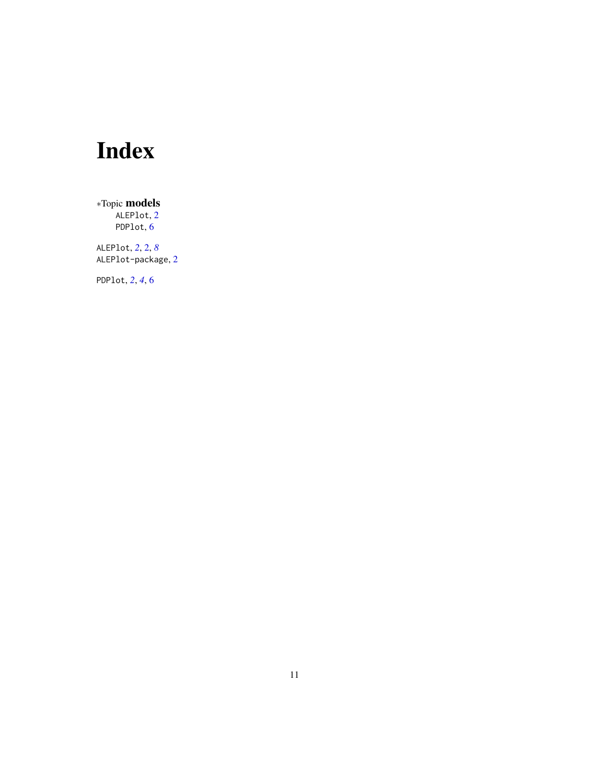# Index

∗Topic **models**
  ALEPlot, 2
  PDPlot, 6

ALEPlot, *2*, 2, *8*
ALEPlot-package, 2

PDPlot, *2*, *4*, 6